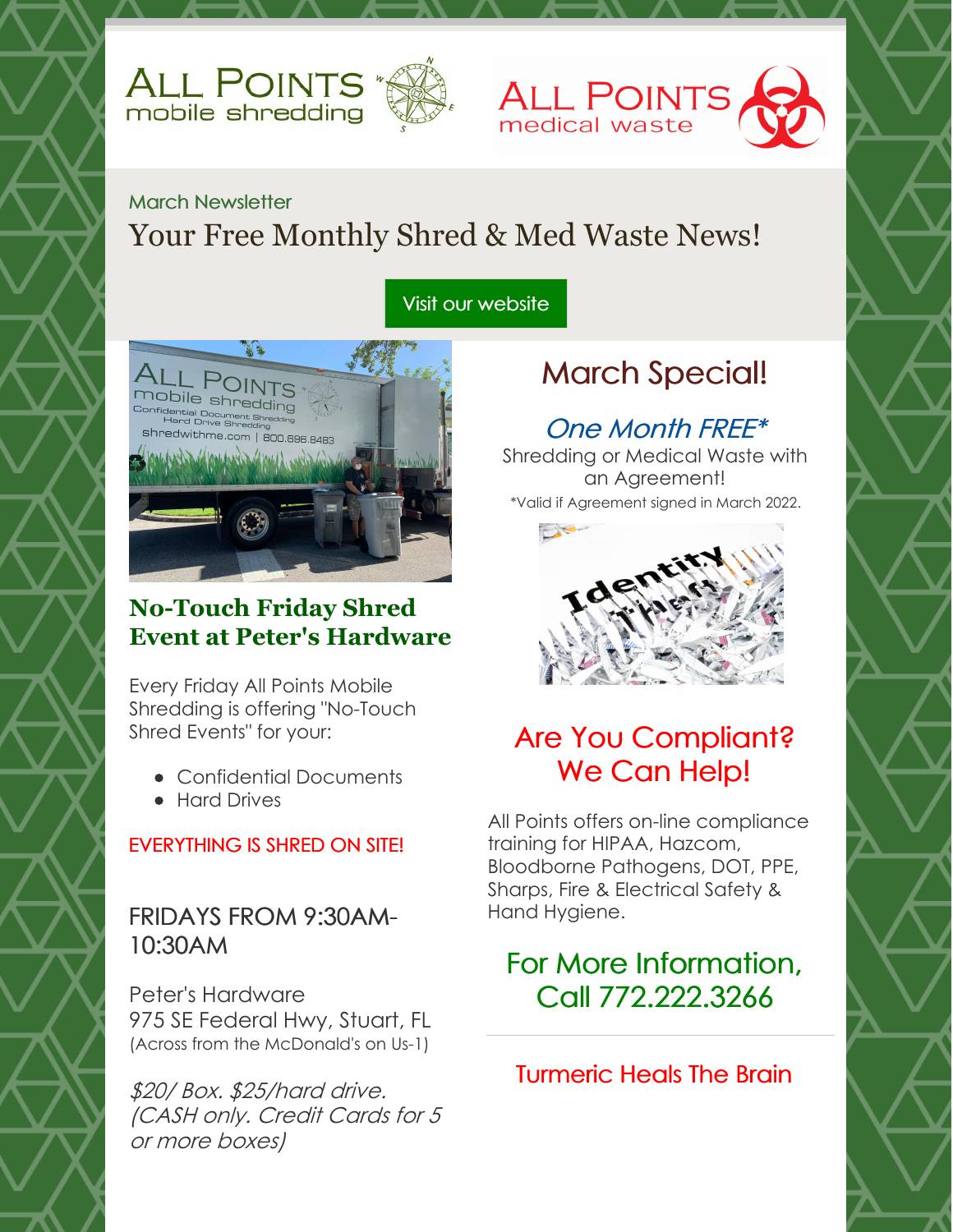ALL POINTS mobile shredding

ALL POINTS medical waste

March Newsletter

# Your Free Monthly Shred & Med Waste News!

Visit our website

## No-Touch Friday Shred Event at Peter's Hardware

Every Friday All Points Mobile Shredding is offering "No-Touch Shred Events" for your:

- Confidential Documents
- Hard Drives

EVERYTHING IS SHRED ON SITE!

FRIDAYS FROM 9:30AM-10:30AM

Peter's Hardware
975 SE Federal Hwy, Stuart, FL
(Across from the McDonald's on Us-1)

*$20/ Box. $25/hard drive. (CASH only. Credit Cards for 5 or more boxes)*

## March Special!

### *One Month FREE**

Shredding or Medical Waste with an Agreement!

*Valid if Agreement signed in March 2022.

## Are You Compliant? We Can Help!

All Points offers on-line compliance training for HIPAA, Hazcom, Bloodborne Pathogens, DOT, PPE, Sharps, Fire & Electrical Safety & Hand Hygiene.

### For More Information, Call 772.222.3266

---

## Turmeric Heals The Brain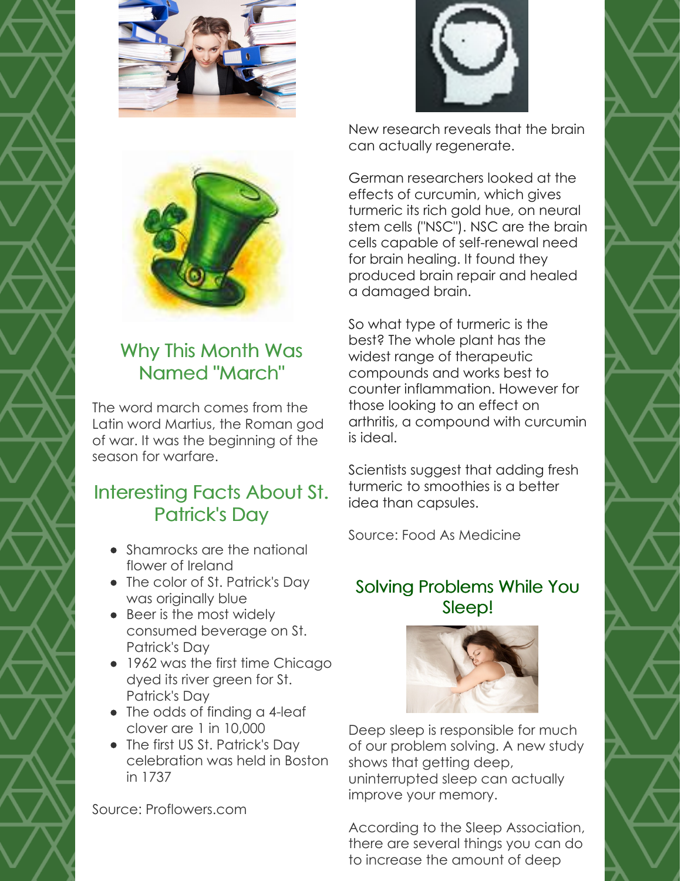## Why This Month Was Named "March"

The word march comes from the Latin word Martius, the Roman god of war. It was the beginning of the season for warfare.

## Interesting Facts About St. Patrick's Day

- Shamrocks are the national flower of Ireland
- The color of St. Patrick's Day was originally blue
- Beer is the most widely consumed beverage on St. Patrick's Day
- 1962 was the first time Chicago dyed its river green for St. Patrick's Day
- The odds of finding a 4-leaf clover are 1 in 10,000
- The first US St. Patrick's Day celebration was held in Boston in 1737

Source: Proflowers.com

New research reveals that the brain can actually regenerate.

German researchers looked at the effects of curcumin, which gives turmeric its rich gold hue, on neural stem cells ("NSC"). NSC are the brain cells capable of self-renewal need for brain healing. It found they produced brain repair and healed a damaged brain.

So what type of turmeric is the best? The whole plant has the widest range of therapeutic compounds and works best to counter inflammation. However for those looking to an effect on arthritis, a compound with curcumin is ideal.

Scientists suggest that adding fresh turmeric to smoothies is a better idea than capsules.

Source: Food As Medicine

## Solving Problems While You Sleep!

Deep sleep is responsible for much of our problem solving. A new study shows that getting deep, uninterrupted sleep can actually improve your memory.

According to the Sleep Association, there are several things you can do to increase the amount of deep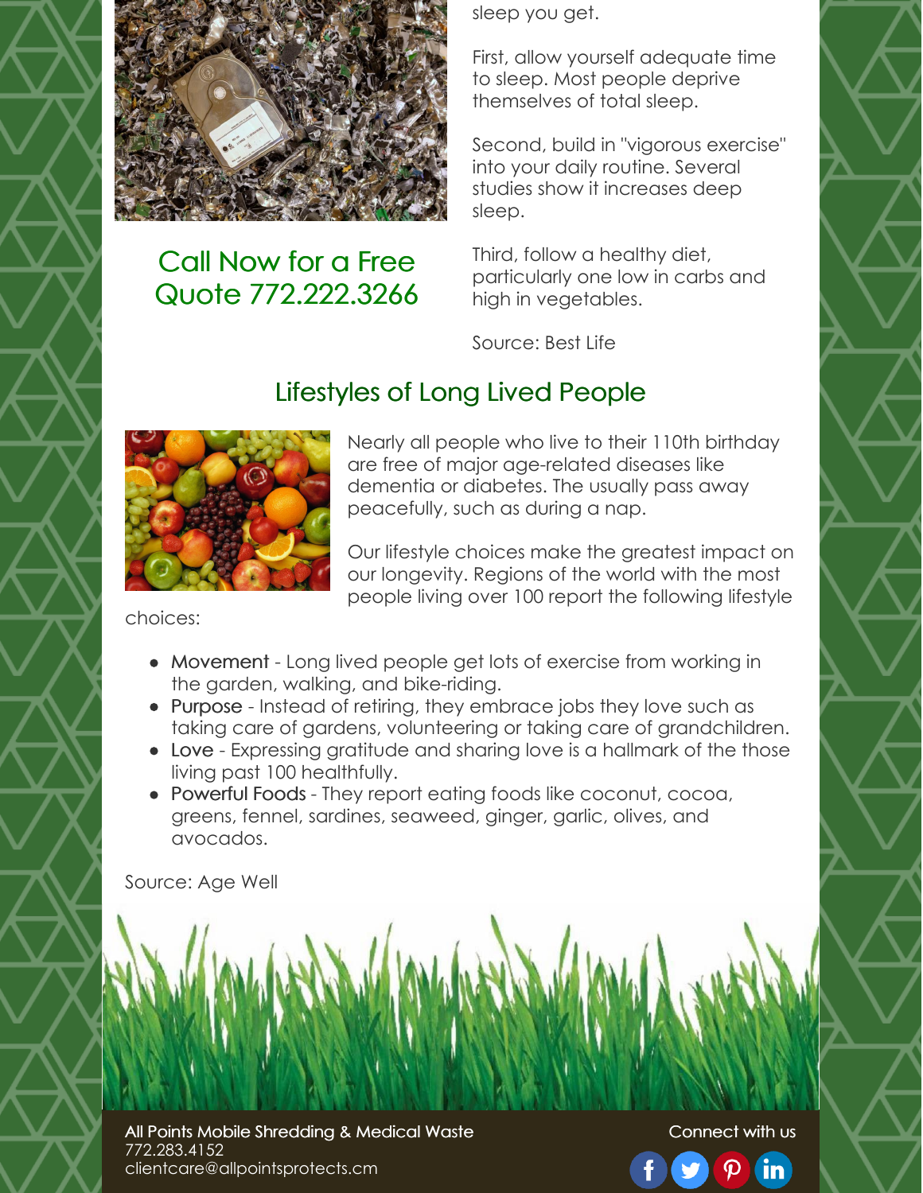Call Now for a Free Quote 772.222.3266

sleep you get.

First, allow yourself adequate time to sleep. Most people deprive themselves of total sleep.

Second, build in "vigorous exercise" into your daily routine. Several studies show it increases deep sleep.

Third, follow a healthy diet, particularly one low in carbs and high in vegetables.

Source: Best Life

## Lifestyles of Long Lived People

Nearly all people who live to their 110th birthday are free of major age-related diseases like dementia or diabetes. The usually pass away peacefully, such as during a nap.

Our lifestyle choices make the greatest impact on our longevity. Regions of the world with the most people living over 100 report the following lifestyle choices:

- Movement - Long lived people get lots of exercise from working in the garden, walking, and bike-riding.
- Purpose - Instead of retiring, they embrace jobs they love such as taking care of gardens, volunteering or taking care of grandchildren.
- Love - Expressing gratitude and sharing love is a hallmark of the those living past 100 healthfully.
- Powerful Foods - They report eating foods like coconut, cocoa, greens, fennel, sardines, seaweed, ginger, garlic, olives, and avocados.

Source: Age Well

All Points Mobile Shredding & Medical Waste
772.283.4152
clientcare@allpointsprotects.cm

Connect with us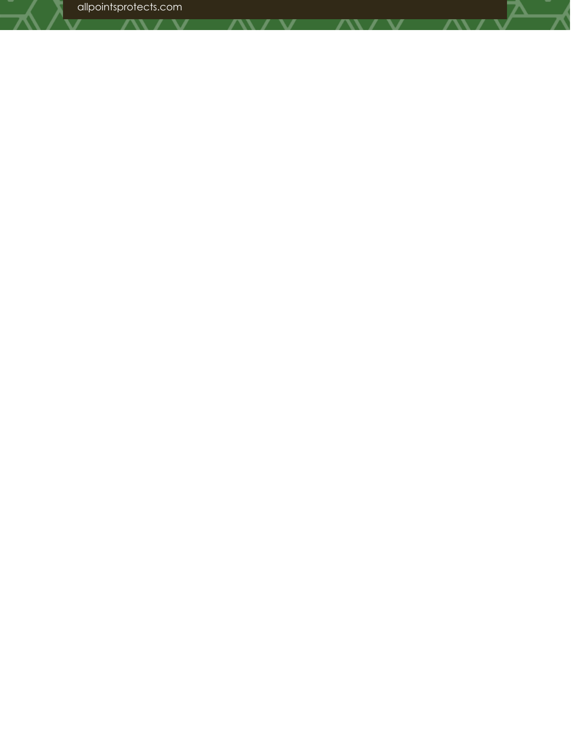allpointsprotects.com